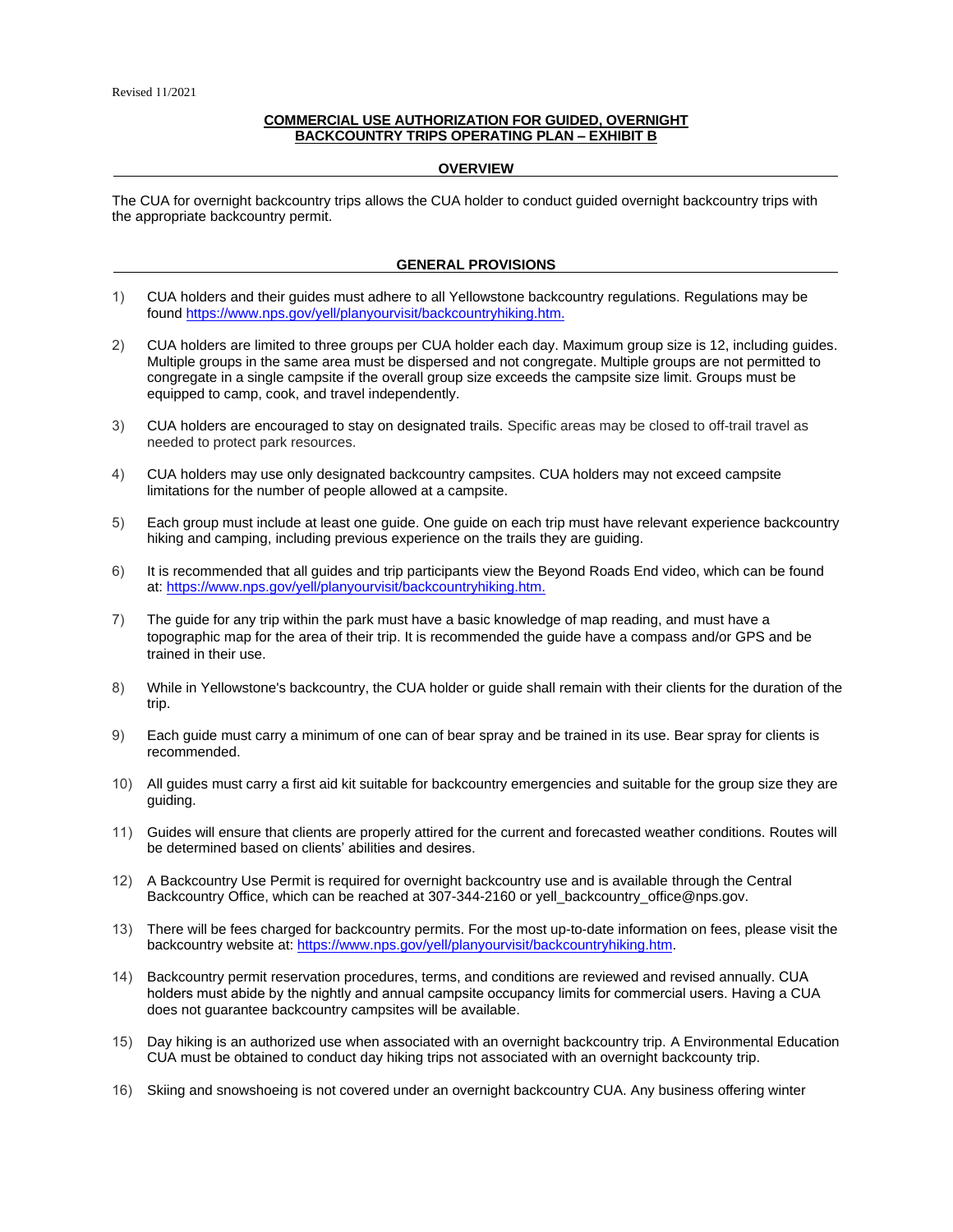Revised 11/2021

## COMMERCIAL USE AUTHORIZATION FOR GUIDED, OVERNIGHT BACKCOUNTRY TRIPS OPERATING PLAN – EXHIBIT B

### OVERVIEW

The CUA for overnight backcountry trips allows the CUA holder to conduct guided overnight backcountry trips with the appropriate backcountry permit.

### GENERAL PROVISIONS

1) CUA holders and their guides must adhere to all Yellowstone backcountry regulations. Regulations may be found https://www.nps.gov/yell/planyourvisit/backcountryhiking.htm.

2) CUA holders are limited to three groups per CUA holder each day. Maximum group size is 12, including guides. Multiple groups in the same area must be dispersed and not congregate. Multiple groups are not permitted to congregate in a single campsite if the overall group size exceeds the campsite size limit. Groups must be equipped to camp, cook, and travel independently.

3) CUA holders are encouraged to stay on designated trails. Specific areas may be closed to off-trail travel as needed to protect park resources.

4) CUA holders may use only designated backcountry campsites. CUA holders may not exceed campsite limitations for the number of people allowed at a campsite.

5) Each group must include at least one guide. One guide on each trip must have relevant experience backcountry hiking and camping, including previous experience on the trails they are guiding.

6) It is recommended that all guides and trip participants view the Beyond Roads End video, which can be found at: https://www.nps.gov/yell/planyourvisit/backcountryhiking.htm.

7) The guide for any trip within the park must have a basic knowledge of map reading, and must have a topographic map for the area of their trip. It is recommended the guide have a compass and/or GPS and be trained in their use.

8) While in Yellowstone's backcountry, the CUA holder or guide shall remain with their clients for the duration of the trip.

9) Each guide must carry a minimum of one can of bear spray and be trained in its use. Bear spray for clients is recommended.

10) All guides must carry a first aid kit suitable for backcountry emergencies and suitable for the group size they are guiding.

11) Guides will ensure that clients are properly attired for the current and forecasted weather conditions. Routes will be determined based on clients' abilities and desires.

12) A Backcountry Use Permit is required for overnight backcountry use and is available through the Central Backcountry Office, which can be reached at 307-344-2160 or yell_backcountry_office@nps.gov.

13) There will be fees charged for backcountry permits. For the most up-to-date information on fees, please visit the backcountry website at: https://www.nps.gov/yell/planyourvisit/backcountryhiking.htm.

14) Backcountry permit reservation procedures, terms, and conditions are reviewed and revised annually. CUA holders must abide by the nightly and annual campsite occupancy limits for commercial users. Having a CUA does not guarantee backcountry campsites will be available.

15) Day hiking is an authorized use when associated with an overnight backcountry trip. A Environmental Education CUA must be obtained to conduct day hiking trips not associated with an overnight backcounty trip.

16) Skiing and snowshoeing is not covered under an overnight backcountry CUA. Any business offering winter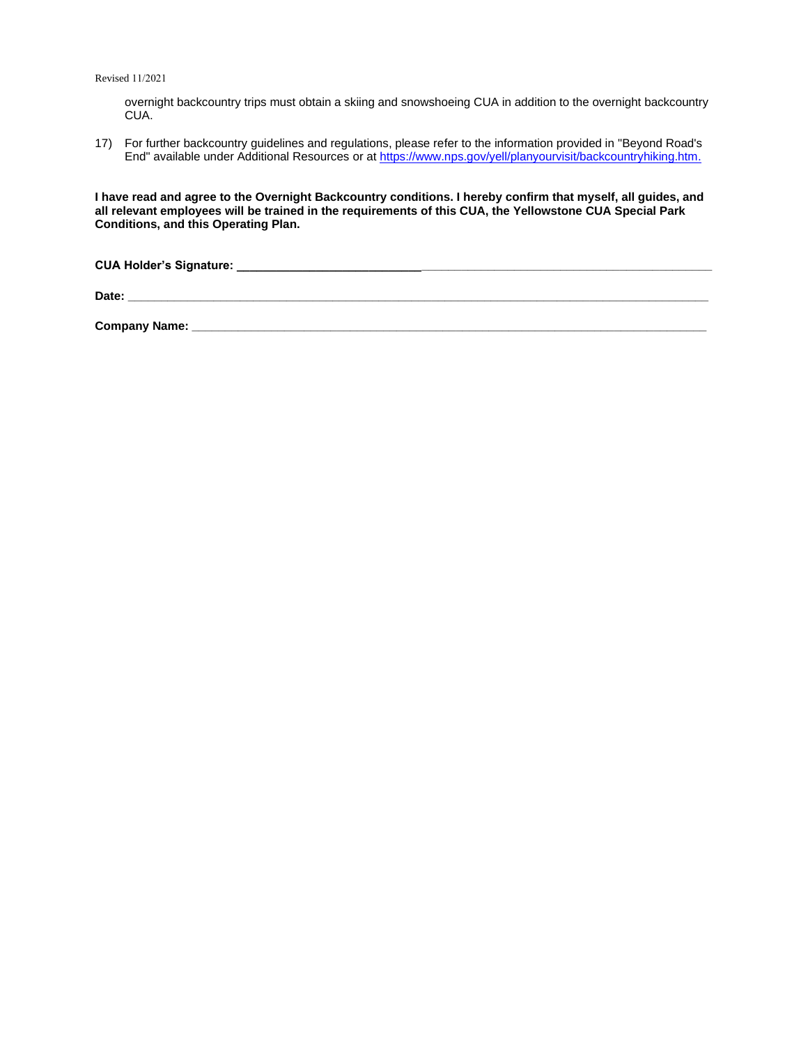overnight backcountry trips must obtain a skiing and snowshoeing CUA in addition to the overnight backcountry CUA.

17) For further backcountry guidelines and regulations, please refer to the information provided in "Beyond Road's End" available under Additional Resources or at https://www.nps.gov/yell/planyourvisit/backcountryhiking.htm.

**I have read and agree to the Overnight Backcountry conditions. I hereby confirm that myself, all guides, and all relevant employees will be trained in the requirements of this CUA, the Yellowstone CUA Special Park Conditions, and this Operating Plan.**

**CUA Holder's Signature:** ______________________________________________

**Date:** ______________________________________________

**Company Name:** ______________________________________________